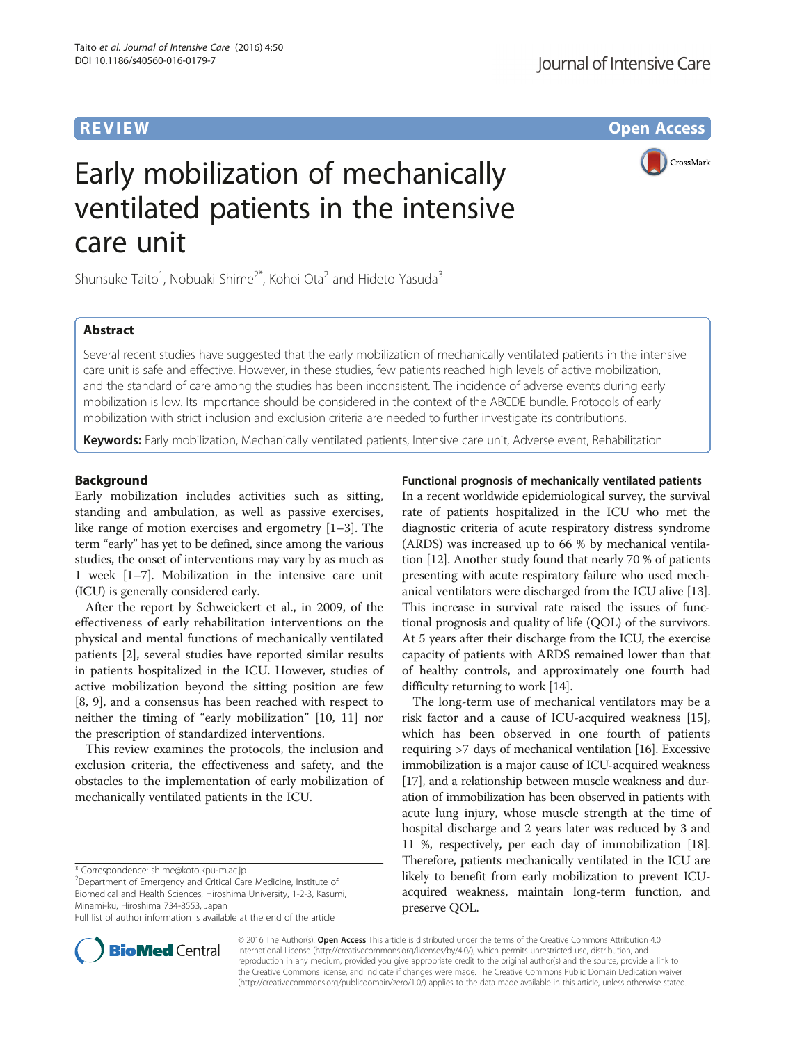REVIEW Open Access

# Early mobilization of mechanically ventilated patients in the intensive care unit

Shunsuke Taito[1], Nobuaki Shime[2*], Kohei Ota[2] and Hideto Yasuda[3]

## Abstract

Several recent studies have suggested that the early mobilization of mechanically ventilated patients in the intensive care unit is safe and effective. However, in these studies, few patients reached high levels of active mobilization, and the standard of care among the studies has been inconsistent. The incidence of adverse events during early mobilization is low. Its importance should be considered in the context of the ABCDE bundle. Protocols of early mobilization with strict inclusion and exclusion criteria are needed to further investigate its contributions.

**Keywords:** Early mobilization, Mechanically ventilated patients, Intensive care unit, Adverse event, Rehabilitation

## Background

Early mobilization includes activities such as sitting, standing and ambulation, as well as passive exercises, like range of motion exercises and ergometry [1–3]. The term "early" has yet to be defined, since among the various studies, the onset of interventions may vary by as much as 1 week [1–7]. Mobilization in the intensive care unit (ICU) is generally considered early.

After the report by Schweickert et al., in 2009, of the effectiveness of early rehabilitation interventions on the physical and mental functions of mechanically ventilated patients [2], several studies have reported similar results in patients hospitalized in the ICU. However, studies of active mobilization beyond the sitting position are few [8, 9], and a consensus has been reached with respect to neither the timing of "early mobilization" [10, 11] nor the prescription of standardized interventions.

This review examines the protocols, the inclusion and exclusion criteria, the effectiveness and safety, and the obstacles to the implementation of early mobilization of mechanically ventilated patients in the ICU.

### Functional prognosis of mechanically ventilated patients

In a recent worldwide epidemiological survey, the survival rate of patients hospitalized in the ICU who met the diagnostic criteria of acute respiratory distress syndrome (ARDS) was increased up to 66 % by mechanical ventilation [12]. Another study found that nearly 70 % of patients presenting with acute respiratory failure who used mechanical ventilators were discharged from the ICU alive [13]. This increase in survival rate raised the issues of functional prognosis and quality of life (QOL) of the survivors. At 5 years after their discharge from the ICU, the exercise capacity of patients with ARDS remained lower than that of healthy controls, and approximately one fourth had difficulty returning to work [14].

The long-term use of mechanical ventilators may be a risk factor and a cause of ICU-acquired weakness [15], which has been observed in one fourth of patients requiring >7 days of mechanical ventilation [16]. Excessive immobilization is a major cause of ICU-acquired weakness [17], and a relationship between muscle weakness and duration of immobilization has been observed in patients with acute lung injury, whose muscle strength at the time of hospital discharge and 2 years later was reduced by 3 and 11 %, respectively, per each day of immobilization [18]. Therefore, patients mechanically ventilated in the ICU are likely to benefit from early mobilization to prevent ICU-acquired weakness, maintain long-term function, and preserve QOL.

\* Correspondence: shime@koto.kpu-m.ac.jp
[2]Department of Emergency and Critical Care Medicine, Institute of Biomedical and Health Sciences, Hiroshima University, 1-2-3, Kasumi, Minami-ku, Hiroshima 734-8553, Japan
Full list of author information is available at the end of the article

© 2016 The Author(s). **Open Access** This article is distributed under the terms of the Creative Commons Attribution 4.0 International License (http://creativecommons.org/licenses/by/4.0/), which permits unrestricted use, distribution, and reproduction in any medium, provided you give appropriate credit to the original author(s) and the source, provide a link to the Creative Commons license, and indicate if changes were made. The Creative Commons Public Domain Dedication waiver (http://creativecommons.org/publicdomain/zero/1.0/) applies to the data made available in this article, unless otherwise stated.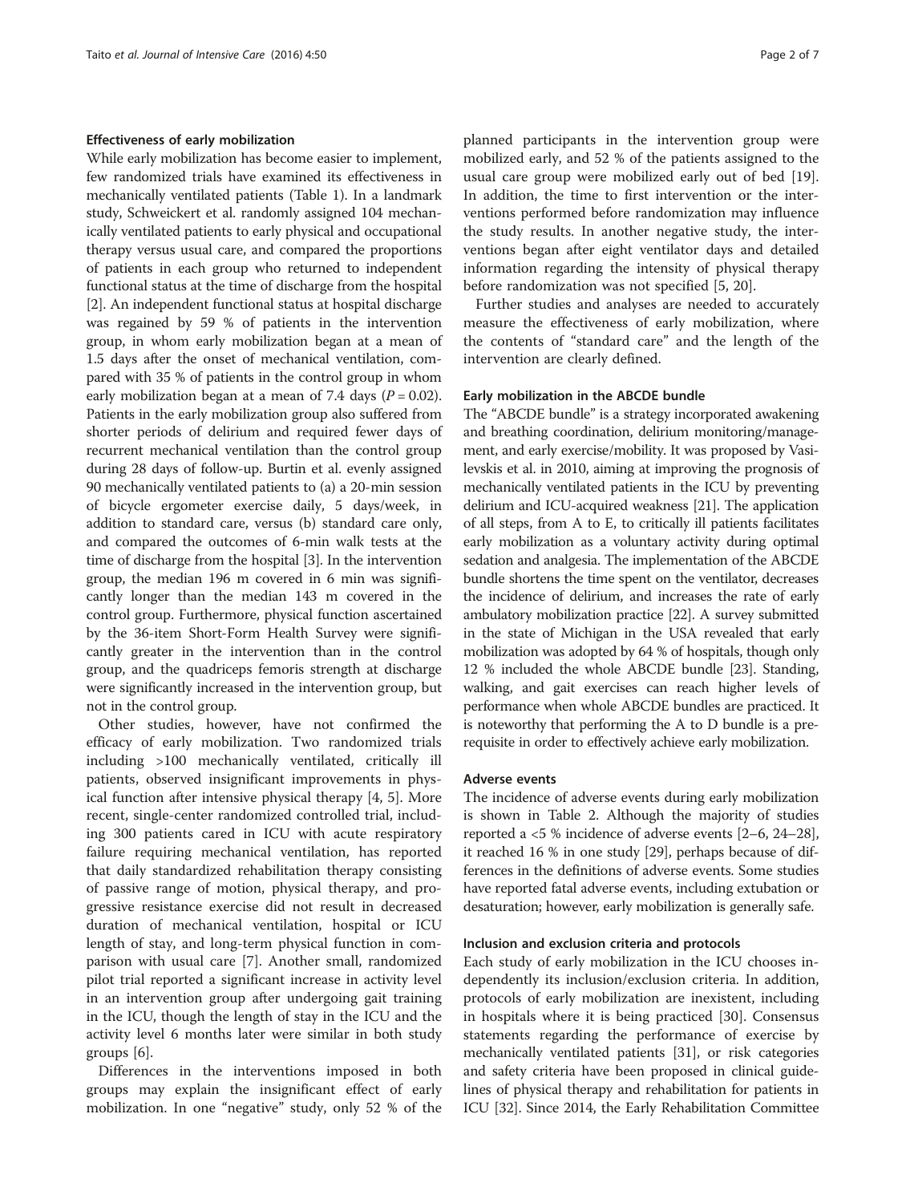### Effectiveness of early mobilization

While early mobilization has become easier to implement, few randomized trials have examined its effectiveness in mechanically ventilated patients (Table 1). In a landmark study, Schweickert et al. randomly assigned 104 mechanically ventilated patients to early physical and occupational therapy versus usual care, and compared the proportions of patients in each group who returned to independent functional status at the time of discharge from the hospital [2]. An independent functional status at hospital discharge was regained by 59 % of patients in the intervention group, in whom early mobilization began at a mean of 1.5 days after the onset of mechanical ventilation, compared with 35 % of patients in the control group in whom early mobilization began at a mean of 7.4 days ($P = 0.02$). Patients in the early mobilization group also suffered from shorter periods of delirium and required fewer days of recurrent mechanical ventilation than the control group during 28 days of follow-up. Burtin et al. evenly assigned 90 mechanically ventilated patients to (a) a 20-min session of bicycle ergometer exercise daily, 5 days/week, in addition to standard care, versus (b) standard care only, and compared the outcomes of 6-min walk tests at the time of discharge from the hospital [3]. In the intervention group, the median 196 m covered in 6 min was significantly longer than the median 143 m covered in the control group. Furthermore, physical function ascertained by the 36-item Short-Form Health Survey were significantly greater in the intervention than in the control group, and the quadriceps femoris strength at discharge were significantly increased in the intervention group, but not in the control group.

Other studies, however, have not confirmed the efficacy of early mobilization. Two randomized trials including >100 mechanically ventilated, critically ill patients, observed insignificant improvements in physical function after intensive physical therapy [4, 5]. More recent, single-center randomized controlled trial, including 300 patients cared in ICU with acute respiratory failure requiring mechanical ventilation, has reported that daily standardized rehabilitation therapy consisting of passive range of motion, physical therapy, and progressive resistance exercise did not result in decreased duration of mechanical ventilation, hospital or ICU length of stay, and long-term physical function in comparison with usual care [7]. Another small, randomized pilot trial reported a significant increase in activity level in an intervention group after undergoing gait training in the ICU, though the length of stay in the ICU and the activity level 6 months later were similar in both study groups [6].

Differences in the interventions imposed in both groups may explain the insignificant effect of early mobilization. In one "negative" study, only 52 % of the planned participants in the intervention group were mobilized early, and 52 % of the patients assigned to the usual care group were mobilized early out of bed [19]. In addition, the time to first intervention or the interventions performed before randomization may influence the study results. In another negative study, the interventions began after eight ventilator days and detailed information regarding the intensity of physical therapy before randomization was not specified [5, 20].

Further studies and analyses are needed to accurately measure the effectiveness of early mobilization, where the contents of "standard care" and the length of the intervention are clearly defined.

### Early mobilization in the ABCDE bundle

The "ABCDE bundle" is a strategy incorporated awakening and breathing coordination, delirium monitoring/management, and early exercise/mobility. It was proposed by Vasilevskis et al. in 2010, aiming at improving the prognosis of mechanically ventilated patients in the ICU by preventing delirium and ICU-acquired weakness [21]. The application of all steps, from A to E, to critically ill patients facilitates early mobilization as a voluntary activity during optimal sedation and analgesia. The implementation of the ABCDE bundle shortens the time spent on the ventilator, decreases the incidence of delirium, and increases the rate of early ambulatory mobilization practice [22]. A survey submitted in the state of Michigan in the USA revealed that early mobilization was adopted by 64 % of hospitals, though only 12 % included the whole ABCDE bundle [23]. Standing, walking, and gait exercises can reach higher levels of performance when whole ABCDE bundles are practiced. It is noteworthy that performing the A to D bundle is a prerequisite in order to effectively achieve early mobilization.

### Adverse events

The incidence of adverse events during early mobilization is shown in Table 2. Although the majority of studies reported a <5 % incidence of adverse events [2–6, 24–28], it reached 16 % in one study [29], perhaps because of differences in the definitions of adverse events. Some studies have reported fatal adverse events, including extubation or desaturation; however, early mobilization is generally safe.

### Inclusion and exclusion criteria and protocols

Each study of early mobilization in the ICU chooses independently its inclusion/exclusion criteria. In addition, protocols of early mobilization are inexistent, including in hospitals where it is being practiced [30]. Consensus statements regarding the performance of exercise by mechanically ventilated patients [31], or risk categories and safety criteria have been proposed in clinical guidelines of physical therapy and rehabilitation for patients in ICU [32]. Since 2014, the Early Rehabilitation Committee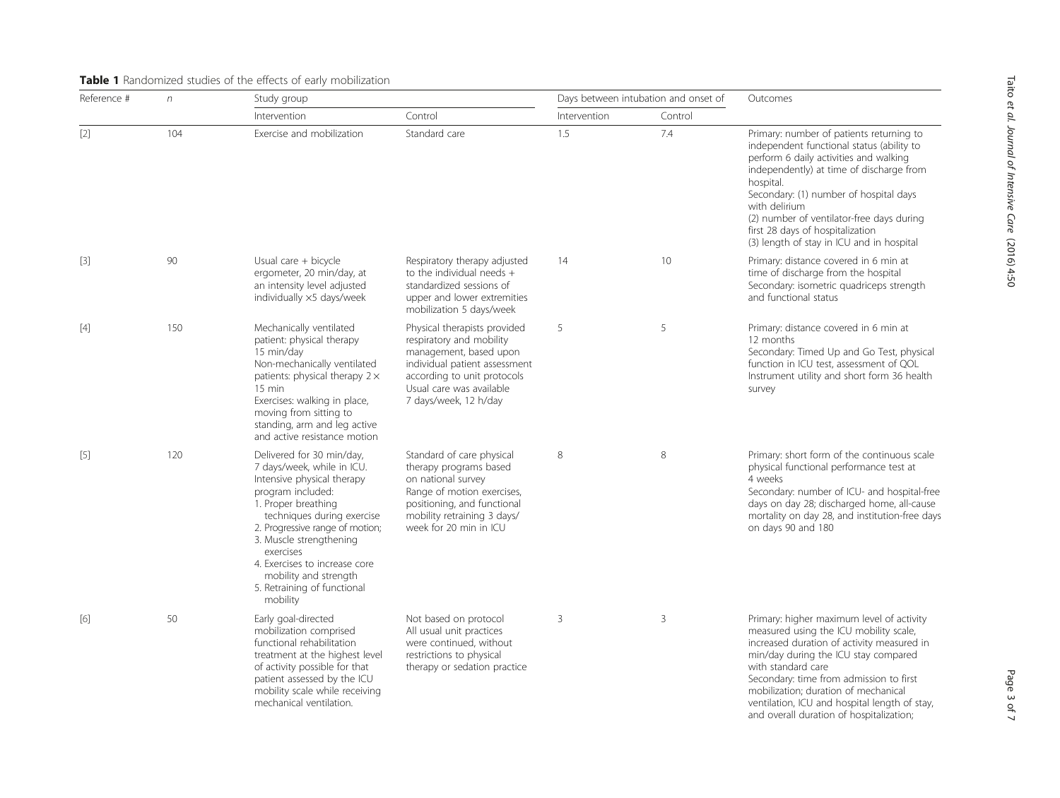**Table 1** Randomized studies of the effects of early mobilization

| Reference # | *n* | Study group | | Days between intubation and onset of | | Outcomes |
|---|---|---|---|---|---|---|
| | | Intervention | Control | Intervention | Control | |
| [2] | 104 | Exercise and mobilization | Standard care | 1.5 | 7.4 | Primary: number of patients returning to independent functional status (ability to perform 6 daily activities and walking independently) at time of discharge from hospital. Secondary: (1) number of hospital days with delirium (2) number of ventilator-free days during first 28 days of hospitalization (3) length of stay in ICU and in hospital |
| [3] | 90 | Usual care + bicycle ergometer, 20 min/day, at an intensity level adjusted individually ×5 days/week | Respiratory therapy adjusted to the individual needs + standardized sessions of upper and lower extremities mobilization 5 days/week | 14 | 10 | Primary: distance covered in 6 min at time of discharge from the hospital Secondary: isometric quadriceps strength and functional status |
| [4] | 150 | Mechanically ventilated patient: physical therapy 15 min/day Non-mechanically ventilated patients: physical therapy 2 × 15 min Exercises: walking in place, moving from sitting to standing, arm and leg active and active resistance motion | Physical therapists provided respiratory and mobility management, based upon individual patient assessment according to unit protocols Usual care was available 7 days/week, 12 h/day | 5 | 5 | Primary: distance covered in 6 min at 12 months Secondary: Timed Up and Go Test, physical function in ICU test, assessment of QOL Instrument utility and short form 36 health survey |
| [5] | 120 | Delivered for 30 min/day, 7 days/week, while in ICU. Intensive physical therapy program included: 1. Proper breathing techniques during exercise 2. Progressive range of motion; 3. Muscle strengthening exercises 4. Exercises to increase core mobility and strength 5. Retraining of functional mobility | Standard of care physical therapy programs based on national survey Range of motion exercises, positioning, and functional mobility retraining 3 days/week for 20 min in ICU | 8 | 8 | Primary: short form of the continuous scale physical functional performance test at 4 weeks Secondary: number of ICU- and hospital-free days on day 28; discharged home, all-cause mortality on day 28, and institution-free days on days 90 and 180 |
| [6] | 50 | Early goal-directed mobilization comprised functional rehabilitation treatment at the highest level of activity possible for that patient assessed by the ICU mobility scale while receiving mechanical ventilation. | Not based on protocol All usual unit practices were continued, without restrictions to physical therapy or sedation practice | 3 | 3 | Primary: higher maximum level of activity measured using the ICU mobility scale, increased duration of activity measured in min/day during the ICU stay compared with standard care Secondary: time from admission to first mobilization; duration of mechanical ventilation, ICU and hospital length of stay, and overall duration of hospitalization; |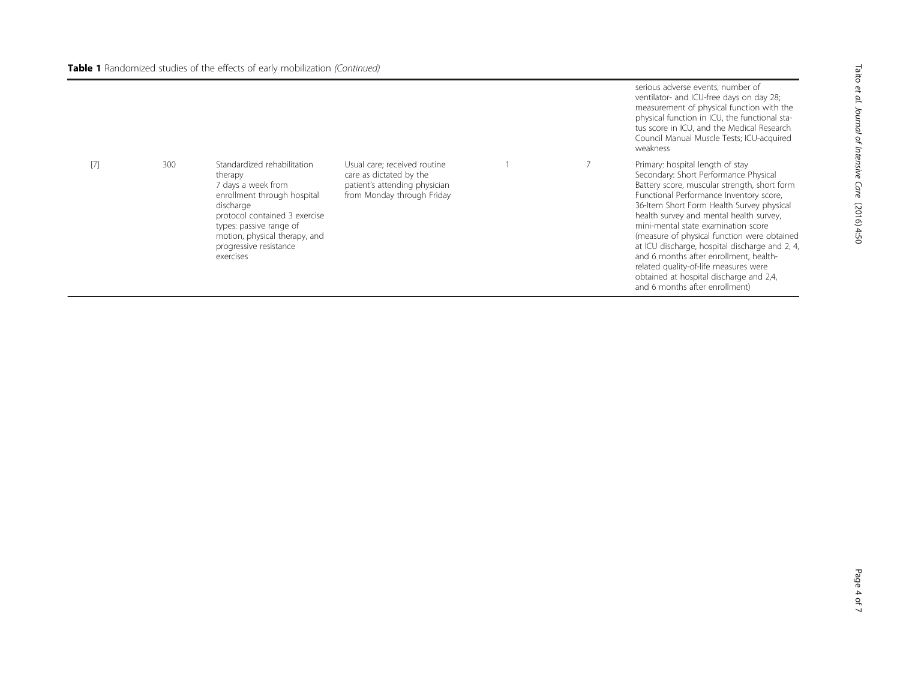**Table 1** Randomized studies of the effects of early mobilization *(Continued)*

| | | | | | | |
|---|---|---|---|---|---|---|
| | | | | | | serious adverse events, number of ventilator- and ICU-free days on day 28; measurement of physical function with the physical function in ICU, the functional status score in ICU, and the Medical Research Council Manual Muscle Tests; ICU-acquired weakness |
| [7] | 300 | Standardized rehabilitation therapy 7 days a week from enrollment through hospital discharge protocol contained 3 exercise types: passive range of motion, physical therapy, and progressive resistance exercises | Usual care; received routine care as dictated by the patient's attending physician from Monday through Friday | 1 | 7 | Primary: hospital length of stay Secondary: Short Performance Physical Battery score, muscular strength, short form Functional Performance Inventory score, 36-Item Short Form Health Survey physical health survey and mental health survey, mini-mental state examination score (measure of physical function were obtained at ICU discharge, hospital discharge and 2, 4, and 6 months after enrollment, health-related quality-of-life measures were obtained at hospital discharge and 2,4, and 6 months after enrollment) |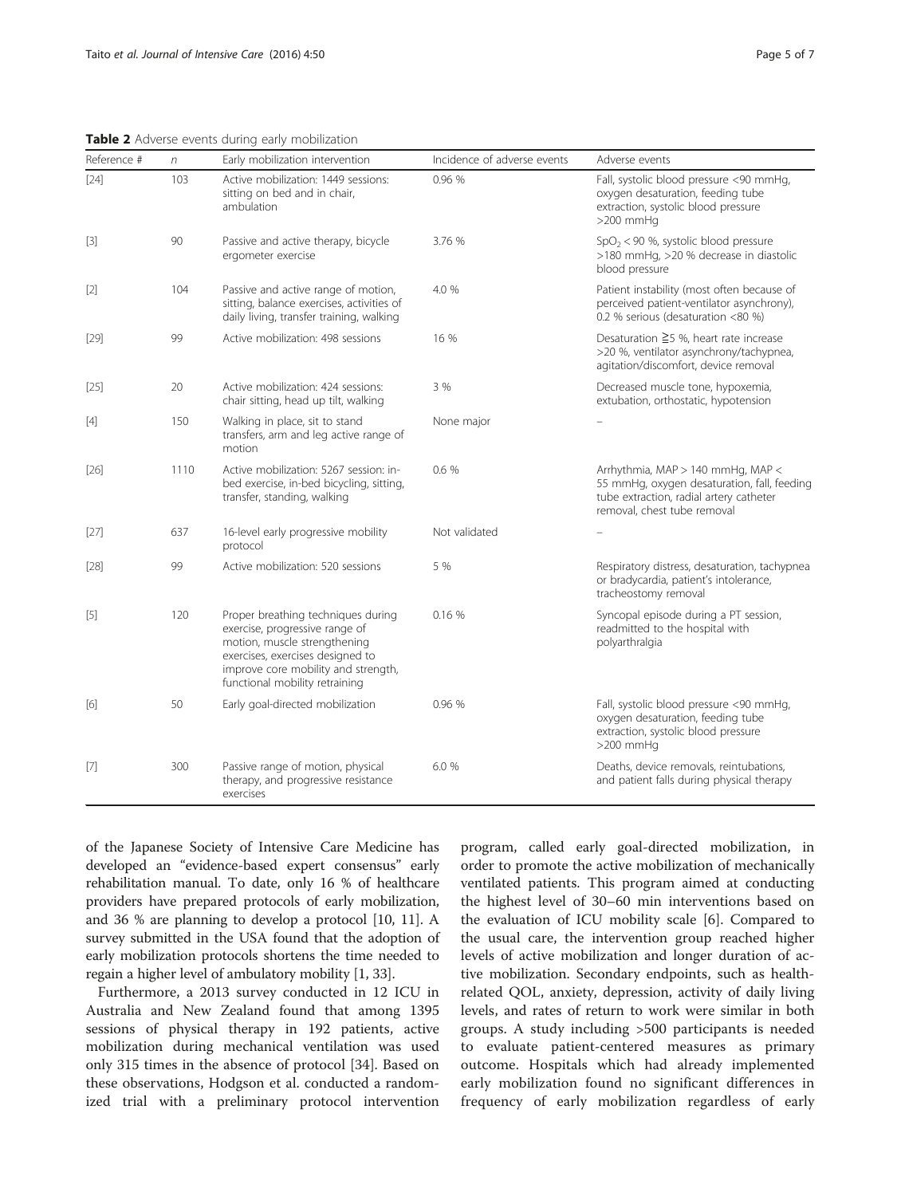**Table 2** Adverse events during early mobilization

| Reference # | *n* | Early mobilization intervention | Incidence of adverse events | Adverse events |
|---|---|---|---|---|
| [24] | 103 | Active mobilization: 1449 sessions: sitting on bed and in chair, ambulation | 0.96 % | Fall, systolic blood pressure <90 mmHg, oxygen desaturation, feeding tube extraction, systolic blood pressure >200 mmHg |
| [3] | 90 | Passive and active therapy, bicycle ergometer exercise | 3.76 % | $SpO_2$ < 90 %, systolic blood pressure >180 mmHg, >20 % decrease in diastolic blood pressure |
| [2] | 104 | Passive and active range of motion, sitting, balance exercises, activities of daily living, transfer training, walking | 4.0 % | Patient instability (most often because of perceived patient-ventilator asynchrony), 0.2 % serious (desaturation <80 %) |
| [29] | 99 | Active mobilization: 498 sessions | 16 % | Desaturation ≧5 %, heart rate increase >20 %, ventilator asynchrony/tachypnea, agitation/discomfort, device removal |
| [25] | 20 | Active mobilization: 424 sessions: chair sitting, head up tilt, walking | 3 % | Decreased muscle tone, hypoxemia, extubation, orthostatic, hypotension |
| [4] | 150 | Walking in place, sit to stand transfers, arm and leg active range of motion | None major | – |
| [26] | 1110 | Active mobilization: 5267 session: in-bed exercise, in-bed bicycling, sitting, transfer, standing, walking | 0.6 % | Arrhythmia, MAP > 140 mmHg, MAP < 55 mmHg, oxygen desaturation, fall, feeding tube extraction, radial artery catheter removal, chest tube removal |
| [27] | 637 | 16-level early progressive mobility protocol | Not validated | – |
| [28] | 99 | Active mobilization: 520 sessions | 5 % | Respiratory distress, desaturation, tachypnea or bradycardia, patient's intolerance, tracheostomy removal |
| [5] | 120 | Proper breathing techniques during exercise, progressive range of motion, muscle strengthening exercises, exercises designed to improve core mobility and strength, functional mobility retraining | 0.16 % | Syncopal episode during a PT session, readmitted to the hospital with polyarthralgia |
| [6] | 50 | Early goal-directed mobilization | 0.96 % | Fall, systolic blood pressure <90 mmHg, oxygen desaturation, feeding tube extraction, systolic blood pressure >200 mmHg |
| [7] | 300 | Passive range of motion, physical therapy, and progressive resistance exercises | 6.0 % | Deaths, device removals, reintubations, and patient falls during physical therapy |

of the Japanese Society of Intensive Care Medicine has developed an "evidence-based expert consensus" early rehabilitation manual. To date, only 16 % of healthcare providers have prepared protocols of early mobilization, and 36 % are planning to develop a protocol [10, 11]. A survey submitted in the USA found that the adoption of early mobilization protocols shortens the time needed to regain a higher level of ambulatory mobility [1, 33].

Furthermore, a 2013 survey conducted in 12 ICU in Australia and New Zealand found that among 1395 sessions of physical therapy in 192 patients, active mobilization during mechanical ventilation was used only 315 times in the absence of protocol [34]. Based on these observations, Hodgson et al. conducted a randomized trial with a preliminary protocol intervention program, called early goal-directed mobilization, in order to promote the active mobilization of mechanically ventilated patients. This program aimed at conducting the highest level of 30–60 min interventions based on the evaluation of ICU mobility scale [6]. Compared to the usual care, the intervention group reached higher levels of active mobilization and longer duration of active mobilization. Secondary endpoints, such as health-related QOL, anxiety, depression, activity of daily living levels, and rates of return to work were similar in both groups. A study including >500 participants is needed to evaluate patient-centered measures as primary outcome. Hospitals which had already implemented early mobilization found no significant differences in frequency of early mobilization regardless of early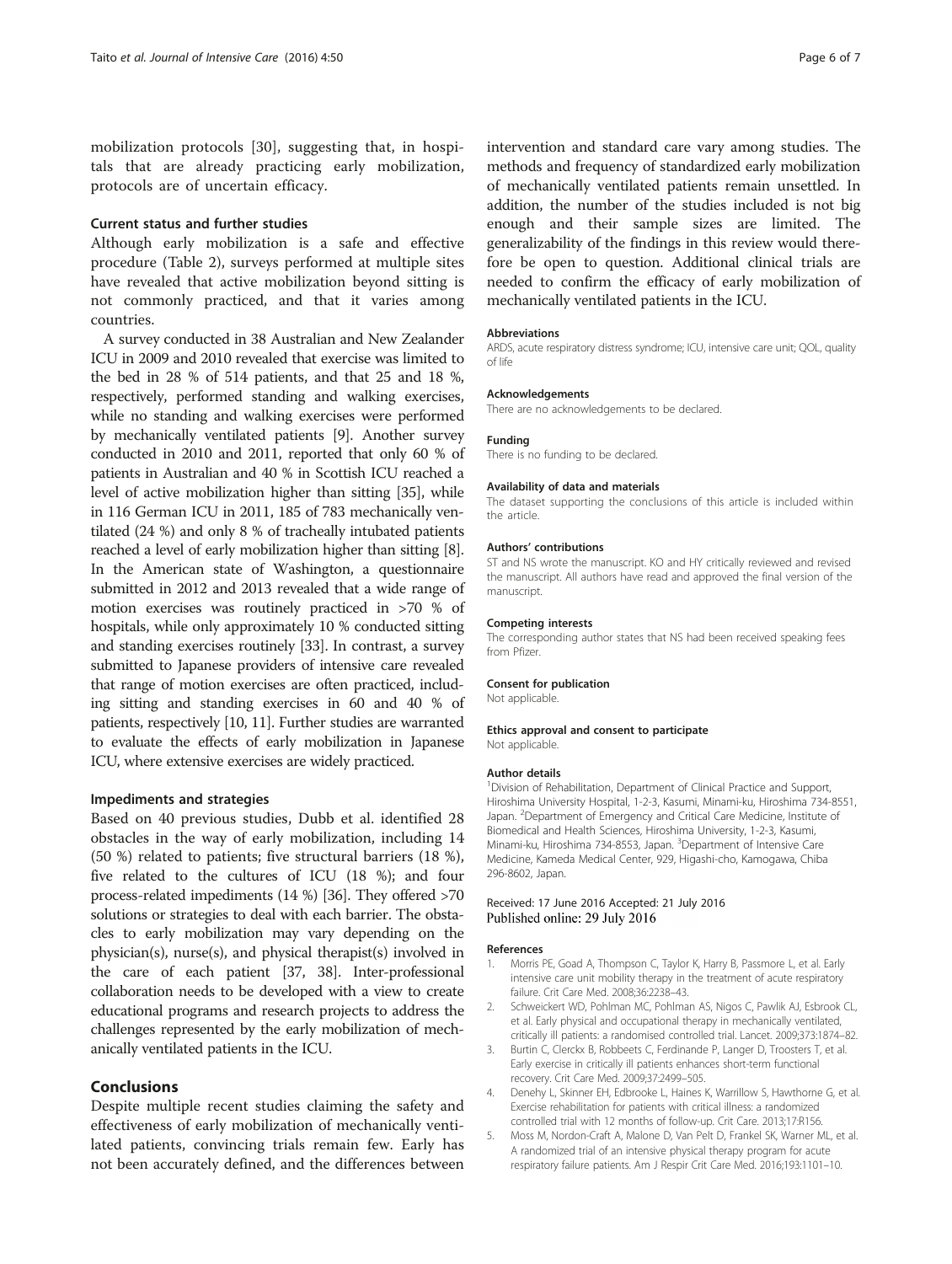mobilization protocols [30], suggesting that, in hospitals that are already practicing early mobilization, protocols are of uncertain efficacy.

### Current status and further studies

Although early mobilization is a safe and effective procedure (Table 2), surveys performed at multiple sites have revealed that active mobilization beyond sitting is not commonly practiced, and that it varies among countries.

A survey conducted in 38 Australian and New Zealander ICU in 2009 and 2010 revealed that exercise was limited to the bed in 28 % of 514 patients, and that 25 and 18 %, respectively, performed standing and walking exercises, while no standing and walking exercises were performed by mechanically ventilated patients [9]. Another survey conducted in 2010 and 2011, reported that only 60 % of patients in Australian and 40 % in Scottish ICU reached a level of active mobilization higher than sitting [35], while in 116 German ICU in 2011, 185 of 783 mechanically ventilated (24 %) and only 8 % of tracheally intubated patients reached a level of early mobilization higher than sitting [8]. In the American state of Washington, a questionnaire submitted in 2012 and 2013 revealed that a wide range of motion exercises was routinely practiced in >70 % of hospitals, while only approximately 10 % conducted sitting and standing exercises routinely [33]. In contrast, a survey submitted to Japanese providers of intensive care revealed that range of motion exercises are often practiced, including sitting and standing exercises in 60 and 40 % of patients, respectively [10, 11]. Further studies are warranted to evaluate the effects of early mobilization in Japanese ICU, where extensive exercises are widely practiced.

### Impediments and strategies

Based on 40 previous studies, Dubb et al. identified 28 obstacles in the way of early mobilization, including 14 (50 %) related to patients; five structural barriers (18 %), five related to the cultures of ICU (18 %); and four process-related impediments (14 %) [36]. They offered >70 solutions or strategies to deal with each barrier. The obstacles to early mobilization may vary depending on the physician(s), nurse(s), and physical therapist(s) involved in the care of each patient [37, 38]. Inter-professional collaboration needs to be developed with a view to create educational programs and research projects to address the challenges represented by the early mobilization of mechanically ventilated patients in the ICU.

## Conclusions

Despite multiple recent studies claiming the safety and effectiveness of early mobilization of mechanically ventilated patients, convincing trials remain few. Early has not been accurately defined, and the differences between intervention and standard care vary among studies. The methods and frequency of standardized early mobilization of mechanically ventilated patients remain unsettled. In addition, the number of the studies included is not big enough and their sample sizes are limited. The generalizability of the findings in this review would therefore be open to question. Additional clinical trials are needed to confirm the efficacy of early mobilization of mechanically ventilated patients in the ICU.

#### Abbreviations

ARDS, acute respiratory distress syndrome; ICU, intensive care unit; QOL, quality of life

#### Acknowledgements

There are no acknowledgements to be declared.

#### Funding

There is no funding to be declared.

#### Availability of data and materials

The dataset supporting the conclusions of this article is included within the article.

#### Authors' contributions

ST and NS wrote the manuscript. KO and HY critically reviewed and revised the manuscript. All authors have read and approved the final version of the manuscript.

#### Competing interests

The corresponding author states that NS had been received speaking fees from Pfizer.

#### Consent for publication

Not applicable.

#### Ethics approval and consent to participate

Not applicable.

#### Author details

[1]Division of Rehabilitation, Department of Clinical Practice and Support, Hiroshima University Hospital, 1-2-3, Kasumi, Minami-ku, Hiroshima 734-8551, Japan. [2]Department of Emergency and Critical Care Medicine, Institute of Biomedical and Health Sciences, Hiroshima University, 1-2-3, Kasumi, Minami-ku, Hiroshima 734-8553, Japan. [3]Department of Intensive Care Medicine, Kameda Medical Center, 929, Higashi-cho, Kamogawa, Chiba 296-8602, Japan.

Received: 17 June 2016 Accepted: 21 July 2016
Published online: 29 July 2016

#### References

1. Morris PE, Goad A, Thompson C, Taylor K, Harry B, Passmore L, et al. Early intensive care unit mobility therapy in the treatment of acute respiratory failure. Crit Care Med. 2008;36:2238–43.
2. Schweickert WD, Pohlman MC, Pohlman AS, Nigos C, Pawlik AJ, Esbrook CL, et al. Early physical and occupational therapy in mechanically ventilated, critically ill patients: a randomised controlled trial. Lancet. 2009;373:1874–82.
3. Burtin C, Clerckx B, Robbeets C, Ferdinande P, Langer D, Troosters T, et al. Early exercise in critically ill patients enhances short-term functional recovery. Crit Care Med. 2009;37:2499–505.
4. Denehy L, Skinner EH, Edbrooke L, Haines K, Warrillow S, Hawthorne G, et al. Exercise rehabilitation for patients with critical illness: a randomized controlled trial with 12 months of follow-up. Crit Care. 2013;17:R156.
5. Moss M, Nordon-Craft A, Malone D, Van Pelt D, Frankel SK, Warner ML, et al. A randomized trial of an intensive physical therapy program for acute respiratory failure patients. Am J Respir Crit Care Med. 2016;193:1101–10.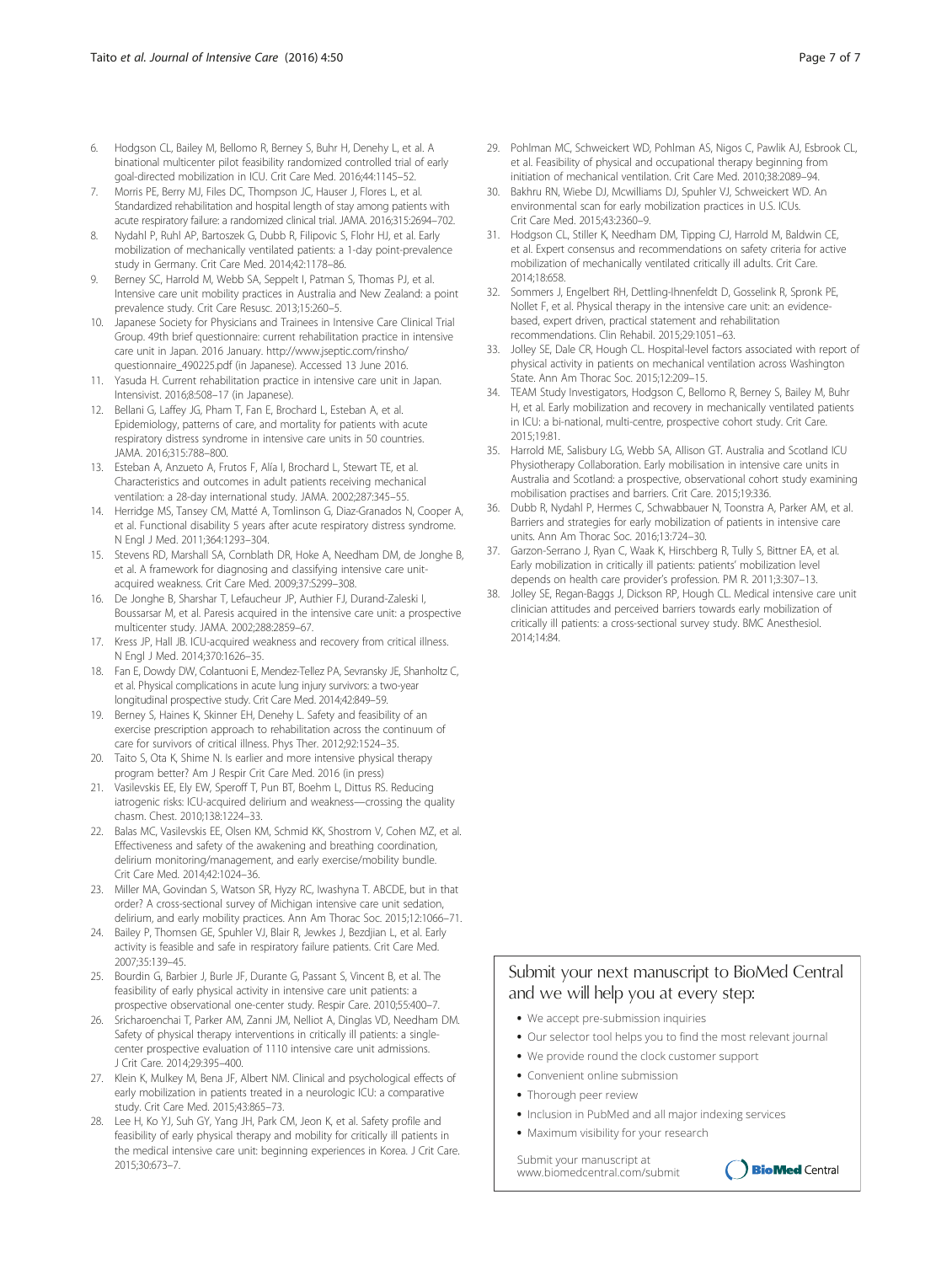6. Hodgson CL, Bailey M, Bellomo R, Berney S, Buhr H, Denehy L, et al. A binational multicenter pilot feasibility randomized controlled trial of early goal-directed mobilization in ICU. Crit Care Med. 2016;44:1145–52.
7. Morris PE, Berry MJ, Files DC, Thompson JC, Hauser J, Flores L, et al. Standardized rehabilitation and hospital length of stay among patients with acute respiratory failure: a randomized clinical trial. JAMA. 2016;315:2694–702.
8. Nydahl P, Ruhl AP, Bartoszek G, Dubb R, Filipovic S, Flohr HJ, et al. Early mobilization of mechanically ventilated patients: a 1-day point-prevalence study in Germany. Crit Care Med. 2014;42:1178–86.
9. Berney SC, Harrold M, Webb SA, Seppelt I, Patman S, Thomas PJ, et al. Intensive care unit mobility practices in Australia and New Zealand: a point prevalence study. Crit Care Resusc. 2013;15:260–5.
10. Japanese Society for Physicians and Trainees in Intensive Care Clinical Trial Group. 49th brief questionnaire: current rehabilitation practice in intensive care unit in Japan. 2016 January. http://www.jseptic.com/rinsho/questionnaire_490225.pdf (in Japanese). Accessed 13 June 2016.
11. Yasuda H. Current rehabilitation practice in intensive care unit in Japan. Intensivist. 2016;8:508–17 (in Japanese).
12. Bellani G, Laffey JG, Pham T, Fan E, Brochard L, Esteban A, et al. Epidemiology, patterns of care, and mortality for patients with acute respiratory distress syndrome in intensive care units in 50 countries. JAMA. 2016;315:788–800.
13. Esteban A, Anzueto A, Frutos F, Alía I, Brochard L, Stewart TE, et al. Characteristics and outcomes in adult patients receiving mechanical ventilation: a 28-day international study. JAMA. 2002;287:345–55.
14. Herridge MS, Tansey CM, Matté A, Tomlinson G, Diaz-Granados N, Cooper A, et al. Functional disability 5 years after acute respiratory distress syndrome. N Engl J Med. 2011;364:1293–304.
15. Stevens RD, Marshall SA, Cornblath DR, Hoke A, Needham DM, de Jonghe B, et al. A framework for diagnosing and classifying intensive care unit-acquired weakness. Crit Care Med. 2009;37:S299–308.
16. De Jonghe B, Sharshar T, Lefaucheur JP, Authier FJ, Durand-Zaleski I, Boussarsar M, et al. Paresis acquired in the intensive care unit: a prospective multicenter study. JAMA. 2002;288:2859–67.
17. Kress JP, Hall JB. ICU-acquired weakness and recovery from critical illness. N Engl J Med. 2014;370:1626–35.
18. Fan E, Dowdy DW, Colantuoni E, Mendez-Tellez PA, Sevransky JE, Shanholtz C, et al. Physical complications in acute lung injury survivors: a two-year longitudinal prospective study. Crit Care Med. 2014;42:849–59.
19. Berney S, Haines K, Skinner EH, Denehy L. Safety and feasibility of an exercise prescription approach to rehabilitation across the continuum of care for survivors of critical illness. Phys Ther. 2012;92:1524–35.
20. Taito S, Ota K, Shime N. Is earlier and more intensive physical therapy program better? Am J Respir Crit Care Med. 2016 (in press)
21. Vasilevskis EE, Ely EW, Speroff T, Pun BT, Boehm L, Dittus RS. Reducing iatrogenic risks: ICU-acquired delirium and weakness—crossing the quality chasm. Chest. 2010;138:1224–33.
22. Balas MC, Vasilevskis EE, Olsen KM, Schmid KK, Shostrom V, Cohen MZ, et al. Effectiveness and safety of the awakening and breathing coordination, delirium monitoring/management, and early exercise/mobility bundle. Crit Care Med. 2014;42:1024–36.
23. Miller MA, Govindan S, Watson SR, Hyzy RC, Iwashyna T. ABCDE, but in that order? A cross-sectional survey of Michigan intensive care unit sedation, delirium, and early mobility practices. Ann Am Thorac Soc. 2015;12:1066–71.
24. Bailey P, Thomsen GE, Spuhler VJ, Blair R, Jewkes J, Bezdjian L, et al. Early activity is feasible and safe in respiratory failure patients. Crit Care Med. 2007;35:139–45.
25. Bourdin G, Barbier J, Burle JF, Durante G, Passant S, Vincent B, et al. The feasibility of early physical activity in intensive care unit patients: a prospective observational one-center study. Respir Care. 2010;55:400–7.
26. Sricharoenchai T, Parker AM, Zanni JM, Nelliot A, Dinglas VD, Needham DM. Safety of physical therapy interventions in critically ill patients: a single-center prospective evaluation of 1110 intensive care unit admissions. J Crit Care. 2014;29:395–400.
27. Klein K, Mulkey M, Bena JF, Albert NM. Clinical and psychological effects of early mobilization in patients treated in a neurologic ICU: a comparative study. Crit Care Med. 2015;43:865–73.
28. Lee H, Ko YJ, Suh GY, Yang JH, Park CM, Jeon K, et al. Safety profile and feasibility of early physical therapy and mobility for critically ill patients in the medical intensive care unit: beginning experiences in Korea. J Crit Care. 2015;30:673–7.
29. Pohlman MC, Schweickert WD, Pohlman AS, Nigos C, Pawlik AJ, Esbrook CL, et al. Feasibility of physical and occupational therapy beginning from initiation of mechanical ventilation. Crit Care Med. 2010;38:2089–94.
30. Bakhru RN, Wiebe DJ, Mcwilliams DJ, Spuhler VJ, Schweickert WD. An environmental scan for early mobilization practices in U.S. ICUs. Crit Care Med. 2015;43:2360–9.
31. Hodgson CL, Stiller K, Needham DM, Tipping CJ, Harrold M, Baldwin CE, et al. Expert consensus and recommendations on safety criteria for active mobilization of mechanically ventilated critically ill adults. Crit Care. 2014;18:658.
32. Sommers J, Engelbert RH, Dettling-Ihnenfeldt D, Gosselink R, Spronk PE, Nollet F, et al. Physical therapy in the intensive care unit: an evidence-based, expert driven, practical statement and rehabilitation recommendations. Clin Rehabil. 2015;29:1051–63.
33. Jolley SE, Dale CR, Hough CL. Hospital-level factors associated with report of physical activity in patients on mechanical ventilation across Washington State. Ann Am Thorac Soc. 2015;12:209–15.
34. TEAM Study Investigators, Hodgson C, Bellomo R, Berney S, Bailey M, Buhr H, et al. Early mobilization and recovery in mechanically ventilated patients in ICU: a bi-national, multi-centre, prospective cohort study. Crit Care. 2015;19:81.
35. Harrold ME, Salisbury LG, Webb SA, Allison GT. Australia and Scotland ICU Physiotherapy Collaboration. Early mobilisation in intensive care units in Australia and Scotland: a prospective, observational cohort study examining mobilisation practises and barriers. Crit Care. 2015;19:336.
36. Dubb R, Nydahl P, Hermes C, Schwabbauer N, Toonstra A, Parker AM, et al. Barriers and strategies for early mobilization of patients in intensive care units. Ann Am Thorac Soc. 2016;13:724–30.
37. Garzon-Serrano J, Ryan C, Waak K, Hirschberg R, Tully S, Bittner EA, et al. Early mobilization in critically ill patients: patients' mobilization level depends on health care provider's profession. PM R. 2011;3:307–13.
38. Jolley SE, Regan-Baggs J, Dickson RP, Hough CL. Medical intensive care unit clinician attitudes and perceived barriers towards early mobilization of critically ill patients: a cross-sectional survey study. BMC Anesthesiol. 2014;14:84.

Submit your next manuscript to BioMed Central and we will help you at every step:

- We accept pre-submission inquiries
- Our selector tool helps you to find the most relevant journal
- We provide round the clock customer support
- Convenient online submission
- Thorough peer review
- Inclusion in PubMed and all major indexing services
- Maximum visibility for your research

Submit your manuscript at www.biomedcentral.com/submit

BioMed Central